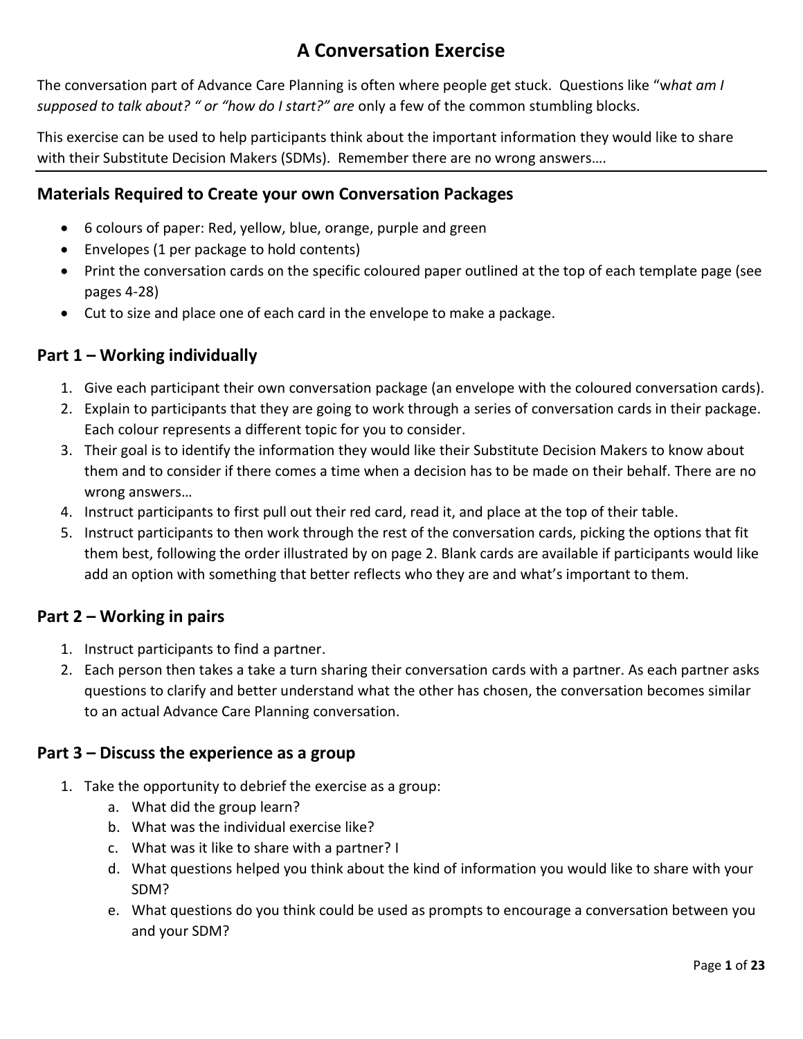# A Conversation Exercise

The conversation part of Advance Care Planning is often where people get stuck. Questions like "w*hat am I supposed to talk about? " or "how do I start?" are* only a few of the common stumbling blocks.

This exercise can be used to help participants think about the important information they would like to share with their Substitute Decision Makers (SDMs). Remember there are no wrong answers….

---

## Materials Required to Create your own Conversation Packages

- 6 colours of paper: Red, yellow, blue, orange, purple and green
- Envelopes (1 per package to hold contents)
- Print the conversation cards on the specific coloured paper outlined at the top of each template page (see pages 4-28)
- Cut to size and place one of each card in the envelope to make a package.

## Part 1 – Working individually

1. Give each participant their own conversation package (an envelope with the coloured conversation cards).
2. Explain to participants that they are going to work through a series of conversation cards in their package. Each colour represents a different topic for you to consider.
3. Their goal is to identify the information they would like their Substitute Decision Makers to know about them and to consider if there comes a time when a decision has to be made on their behalf. There are no wrong answers…
4. Instruct participants to first pull out their red card, read it, and place at the top of their table.
5. Instruct participants to then work through the rest of the conversation cards, picking the options that fit them best, following the order illustrated by on page 2. Blank cards are available if participants would like add an option with something that better reflects who they are and what's important to them.

## Part 2 – Working in pairs

1. Instruct participants to find a partner.
2. Each person then takes a take a turn sharing their conversation cards with a partner. As each partner asks questions to clarify and better understand what the other has chosen, the conversation becomes similar to an actual Advance Care Planning conversation.

## Part 3 – Discuss the experience as a group

1. Take the opportunity to debrief the exercise as a group:
   a. What did the group learn?
   b. What was the individual exercise like?
   c. What was it like to share with a partner? I
   d. What questions helped you think about the kind of information you would like to share with your SDM?
   e. What questions do you think could be used as prompts to encourage a conversation between you and your SDM?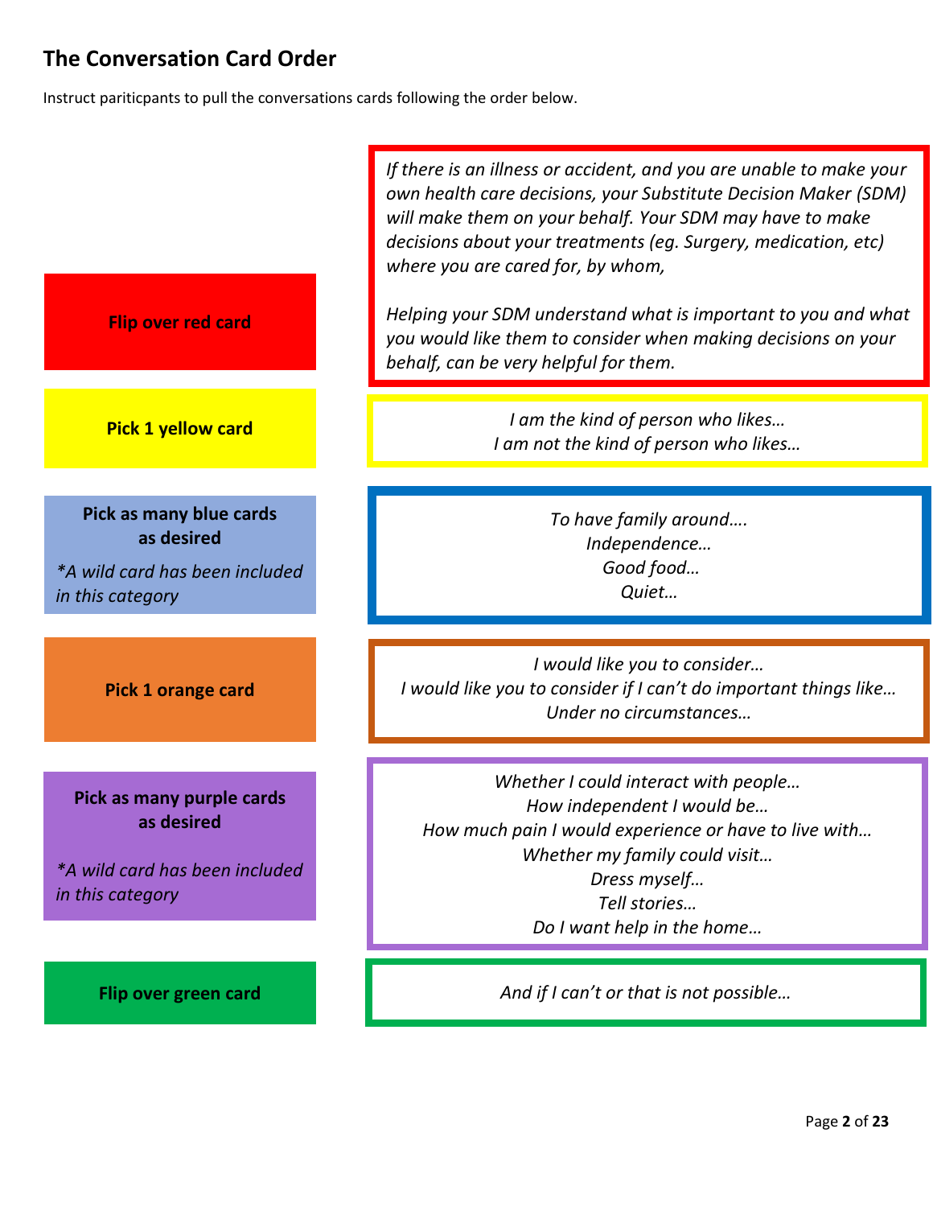## The Conversation Card Order

Instruct pariticpants to pull the conversations cards following the order below.

| Step | Card content |
| --- | --- |
| **Flip over red card** | *If there is an illness or accident, and you are unable to make your own health care decisions, your Substitute Decision Maker (SDM) will make them on your behalf. Your SDM may have to make decisions about your treatments (eg. Surgery, medication, etc) where you are cared for, by whom,* <br><br> *Helping your SDM understand what is important to you and what you would like them to consider when making decisions on your behalf, can be very helpful for them.* |
| **Pick 1 yellow card** | *I am the kind of person who likes…* <br> *I am not the kind of person who likes…* |
| **Pick as many blue cards as desired** <br> *\*A wild card has been included in this category* | *To have family around….* <br> *Independence…* <br> *Good food…* <br> *Quiet…* |
| **Pick 1 orange card** | *I would like you to consider…* <br> *I would like you to consider if I can't do important things like…* <br> *Under no circumstances…* |
| **Pick as many purple cards as desired** <br> *\*A wild card has been included in this category* | *Whether I could interact with people…* <br> *How independent I would be…* <br> *How much pain I would experience or have to live with…* <br> *Whether my family could visit…* <br> *Dress myself…* <br> *Tell stories…* <br> *Do I want help in the home…* |
| **Flip over green card** | *And if I can't or that is not possible…* |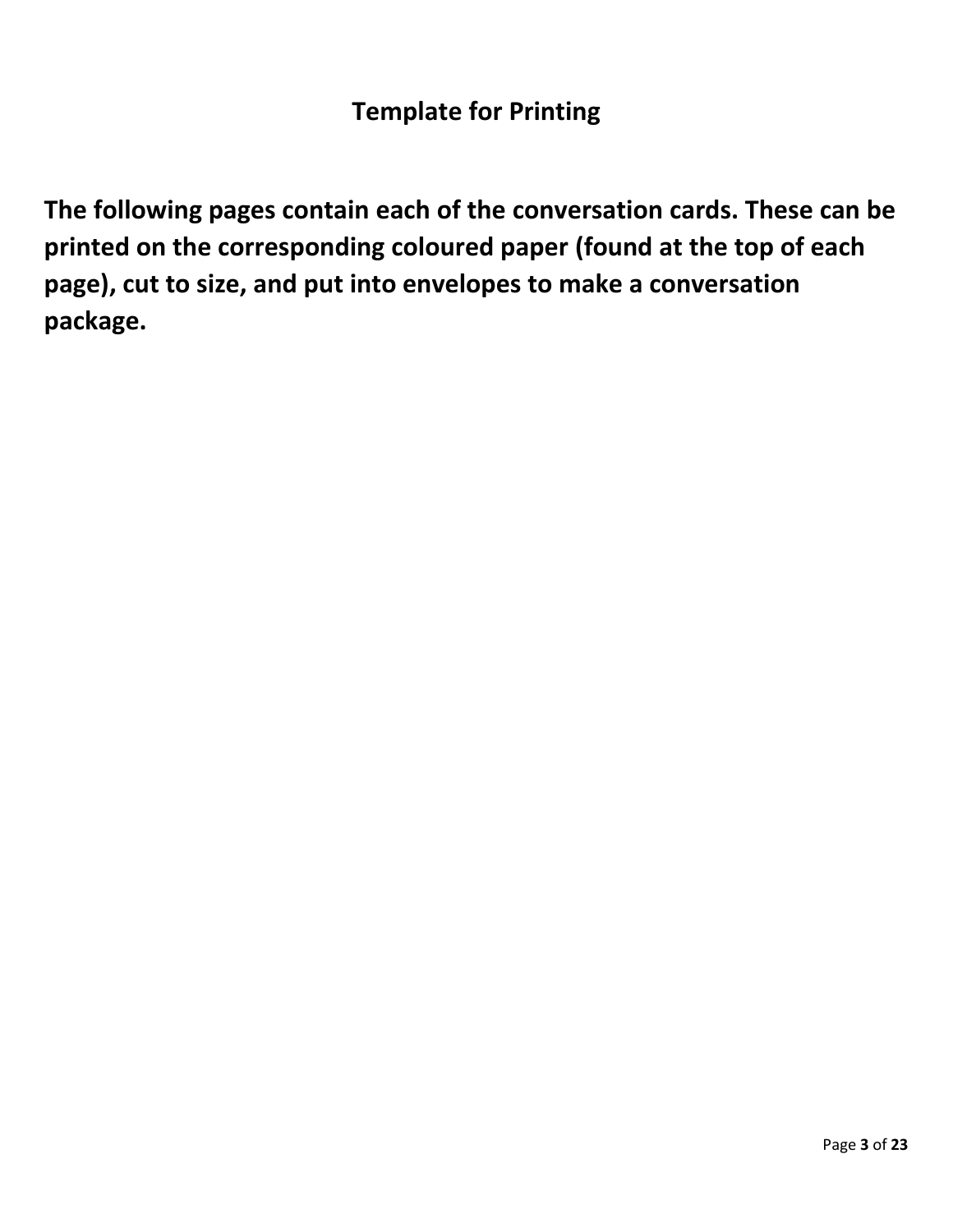## Template for Printing

**The following pages contain each of the conversation cards. These can be printed on the corresponding coloured paper (found at the top of each page), cut to size, and put into envelopes to make a conversation package.**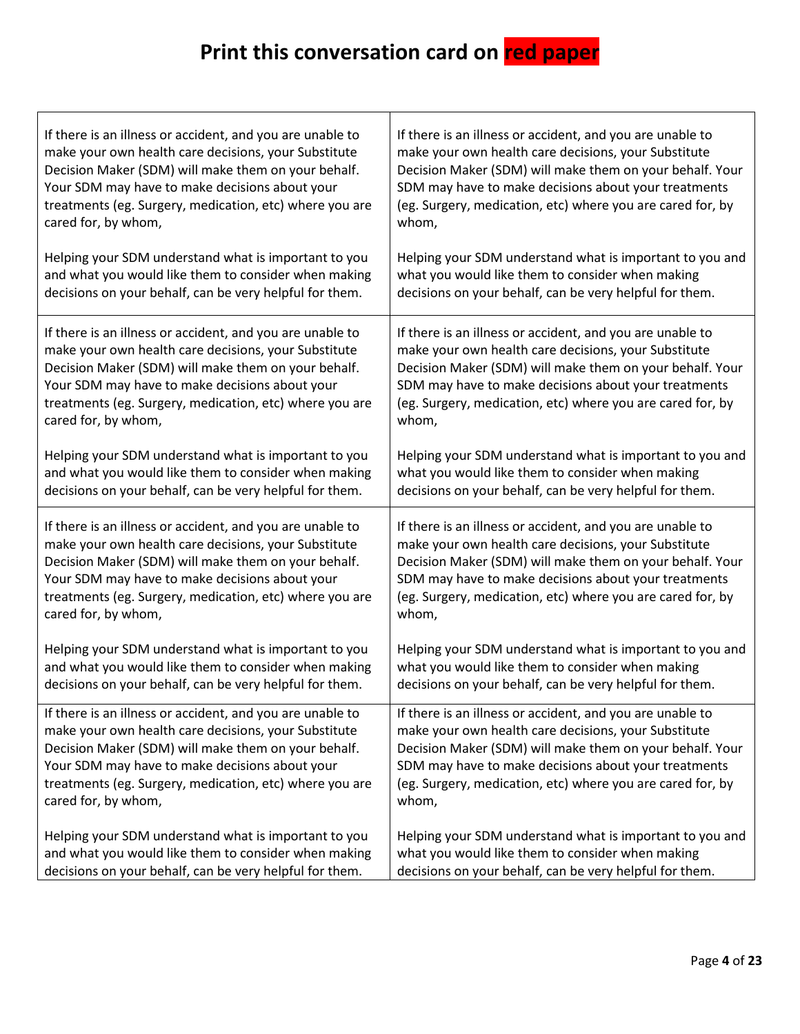# Print this conversation card on red paper

| | |
|---|---|
| If there is an illness or accident, and you are unable to make your own health care decisions, your Substitute Decision Maker (SDM) will make them on your behalf. Your SDM may have to make decisions about your treatments (eg. Surgery, medication, etc) where you are cared for, by whom,<br><br>Helping your SDM understand what is important to you and what you would like them to consider when making decisions on your behalf, can be very helpful for them. | If there is an illness or accident, and you are unable to make your own health care decisions, your Substitute Decision Maker (SDM) will make them on your behalf. Your SDM may have to make decisions about your treatments (eg. Surgery, medication, etc) where you are cared for, by whom,<br><br>Helping your SDM understand what is important to you and what you would like them to consider when making decisions on your behalf, can be very helpful for them. |
| If there is an illness or accident, and you are unable to make your own health care decisions, your Substitute Decision Maker (SDM) will make them on your behalf. Your SDM may have to make decisions about your treatments (eg. Surgery, medication, etc) where you are cared for, by whom,<br><br>Helping your SDM understand what is important to you and what you would like them to consider when making decisions on your behalf, can be very helpful for them. | If there is an illness or accident, and you are unable to make your own health care decisions, your Substitute Decision Maker (SDM) will make them on your behalf. Your SDM may have to make decisions about your treatments (eg. Surgery, medication, etc) where you are cared for, by whom,<br><br>Helping your SDM understand what is important to you and what you would like them to consider when making decisions on your behalf, can be very helpful for them. |
| If there is an illness or accident, and you are unable to make your own health care decisions, your Substitute Decision Maker (SDM) will make them on your behalf. Your SDM may have to make decisions about your treatments (eg. Surgery, medication, etc) where you are cared for, by whom,<br><br>Helping your SDM understand what is important to you and what you would like them to consider when making decisions on your behalf, can be very helpful for them. | If there is an illness or accident, and you are unable to make your own health care decisions, your Substitute Decision Maker (SDM) will make them on your behalf. Your SDM may have to make decisions about your treatments (eg. Surgery, medication, etc) where you are cared for, by whom,<br><br>Helping your SDM understand what is important to you and what you would like them to consider when making decisions on your behalf, can be very helpful for them. |
| If there is an illness or accident, and you are unable to make your own health care decisions, your Substitute Decision Maker (SDM) will make them on your behalf. Your SDM may have to make decisions about your treatments (eg. Surgery, medication, etc) where you are cared for, by whom,<br><br>Helping your SDM understand what is important to you and what you would like them to consider when making decisions on your behalf, can be very helpful for them. | If there is an illness or accident, and you are unable to make your own health care decisions, your Substitute Decision Maker (SDM) will make them on your behalf. Your SDM may have to make decisions about your treatments (eg. Surgery, medication, etc) where you are cared for, by whom,<br><br>Helping your SDM understand what is important to you and what you would like them to consider when making decisions on your behalf, can be very helpful for them. |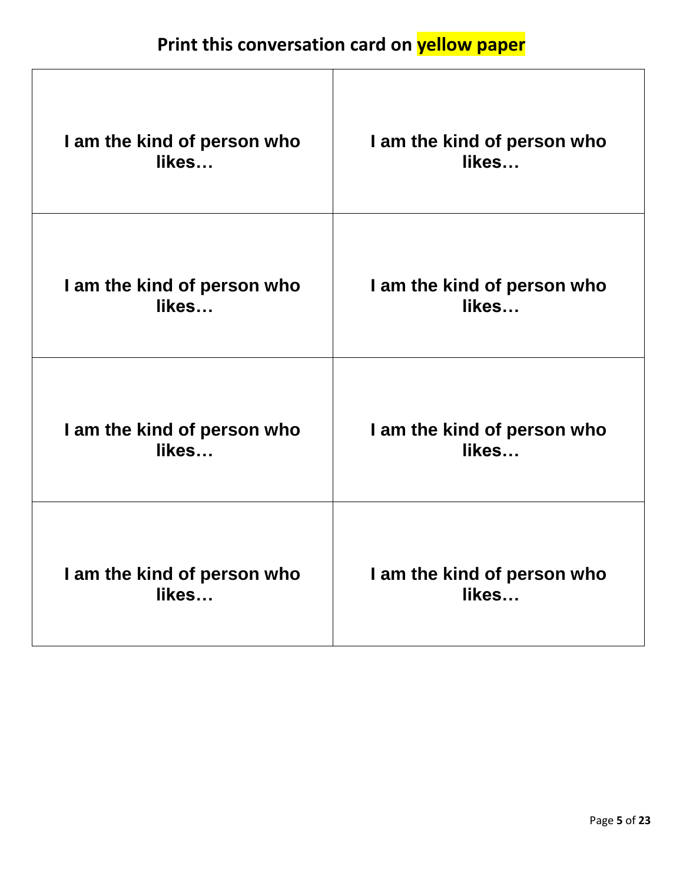## Print this conversation card on yellow paper

| | |
|---|---|
| **I am the kind of person who likes…** | **I am the kind of person who likes…** |
| **I am the kind of person who likes…** | **I am the kind of person who likes…** |
| **I am the kind of person who likes…** | **I am the kind of person who likes…** |
| **I am the kind of person who likes…** | **I am the kind of person who likes…** |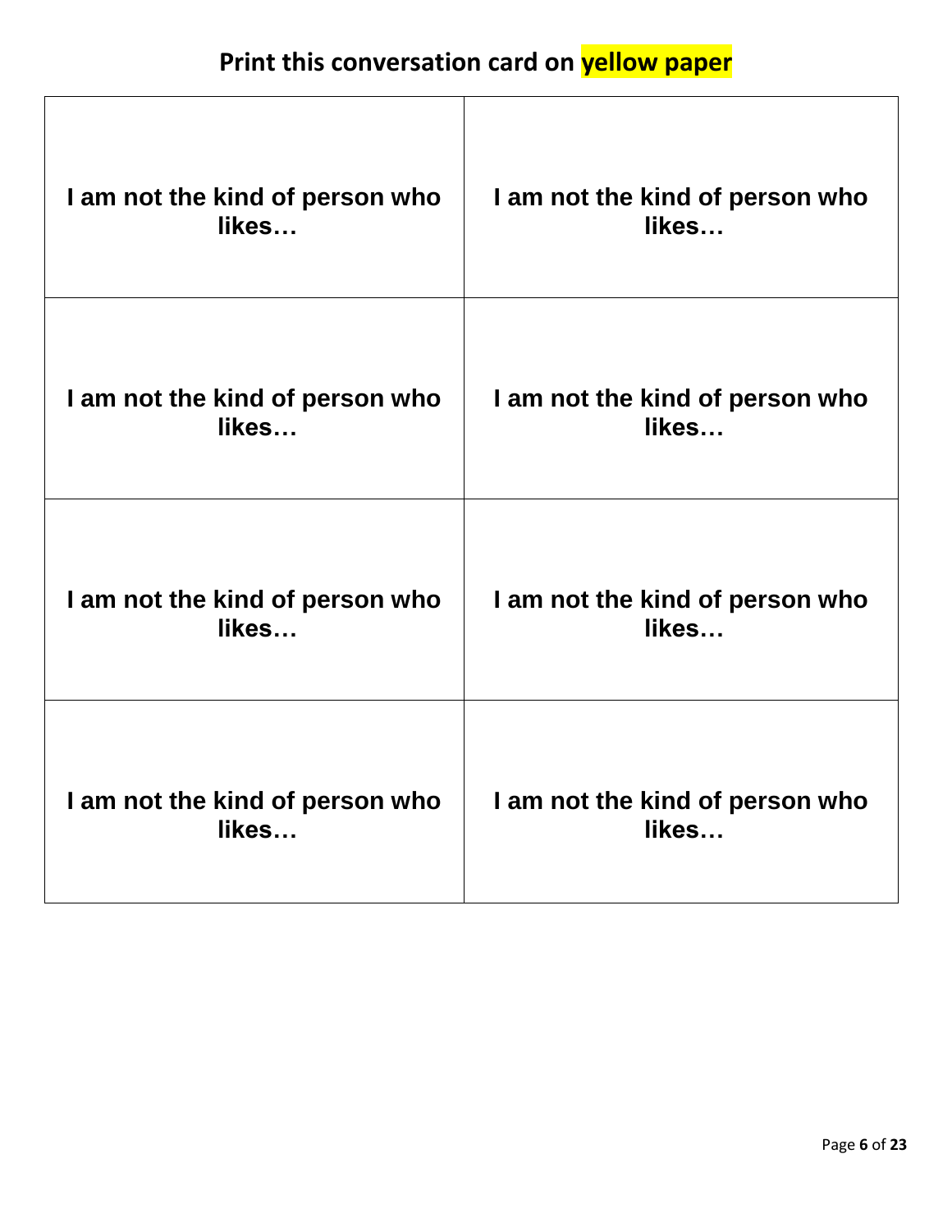## Print this conversation card on yellow paper

| I am not the kind of person who likes… | I am not the kind of person who likes… |
| --- | --- |
| I am not the kind of person who likes… | I am not the kind of person who likes… |
| I am not the kind of person who likes… | I am not the kind of person who likes… |
| I am not the kind of person who likes… | I am not the kind of person who likes… |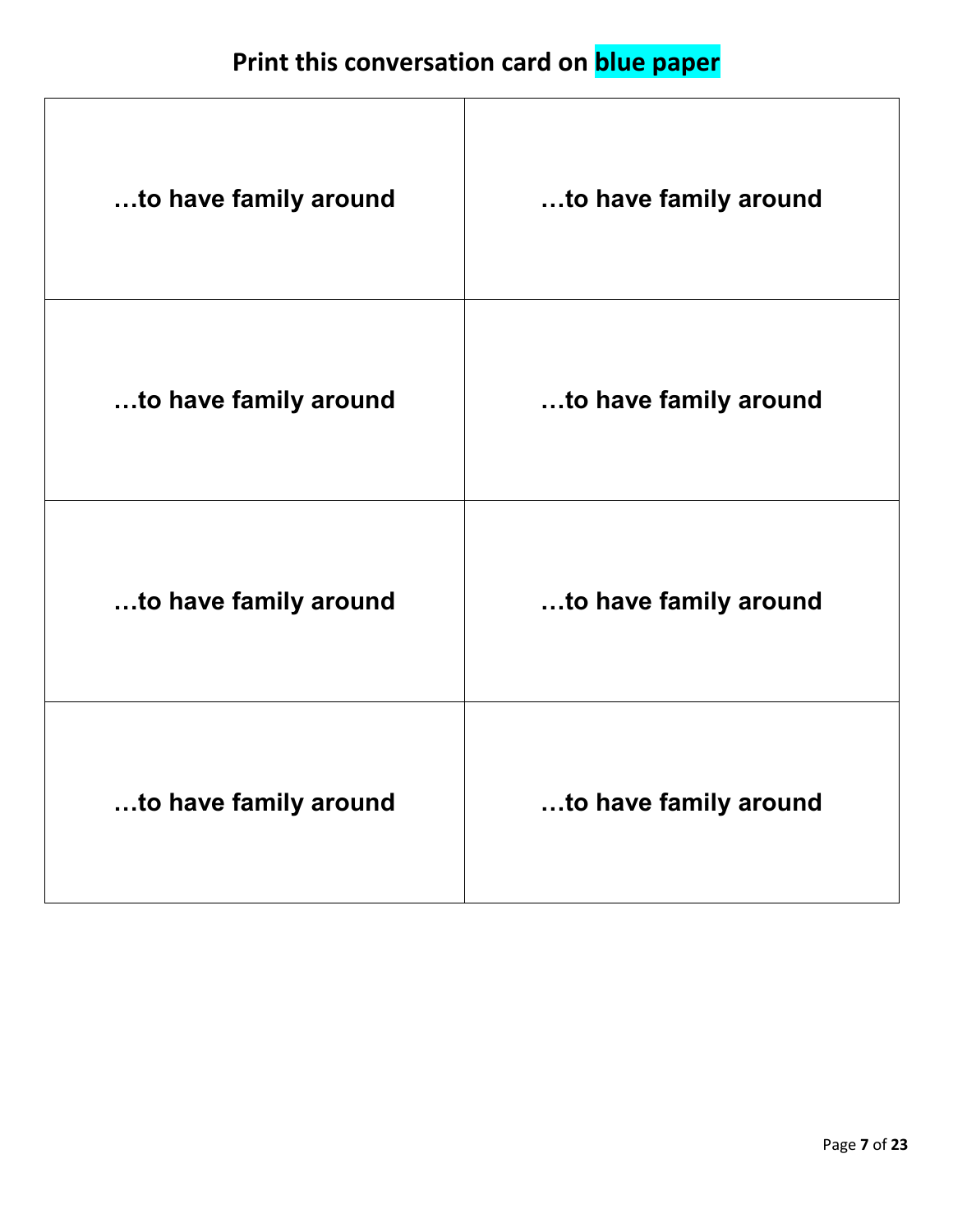## Print this conversation card on blue paper

| | |
|---|---|
| **…to have family around** | **…to have family around** |
| **…to have family around** | **…to have family around** |
| **…to have family around** | **…to have family around** |
| **…to have family around** | **…to have family around** |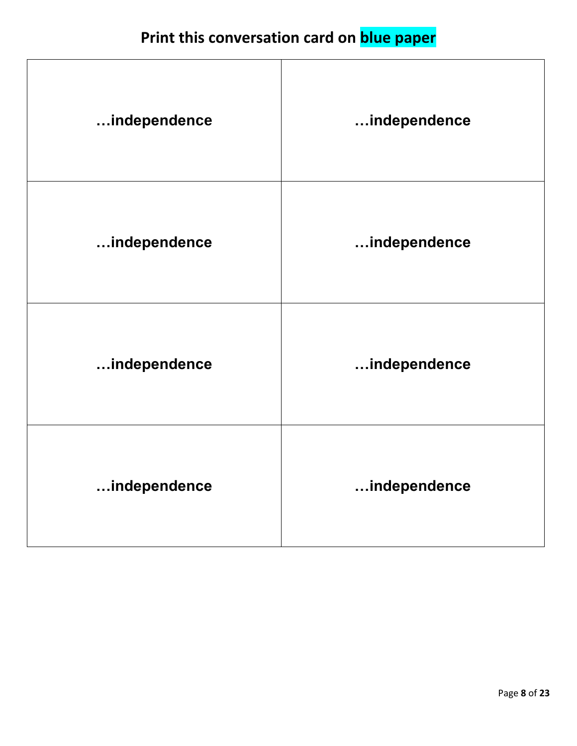**Print this conversation card on blue paper**

| | |
|---|---|
| **…independence** | **…independence** |
| **…independence** | **…independence** |
| **…independence** | **…independence** |
| **…independence** | **…independence** |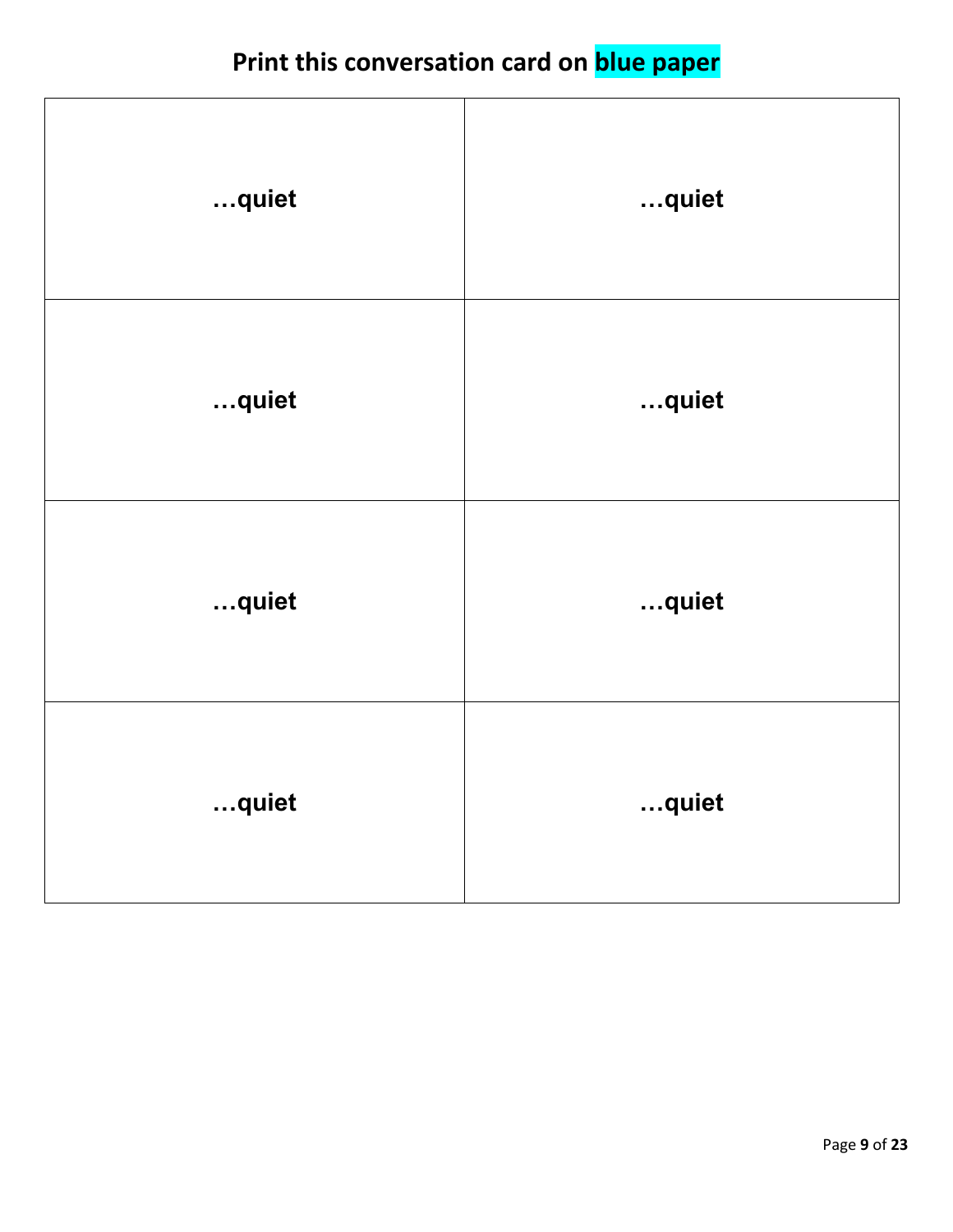## Print this conversation card on **blue paper**

| | |
|---|---|
| **…quiet** | **…quiet** |
| **…quiet** | **…quiet** |
| **…quiet** | **…quiet** |
| **…quiet** | **…quiet** |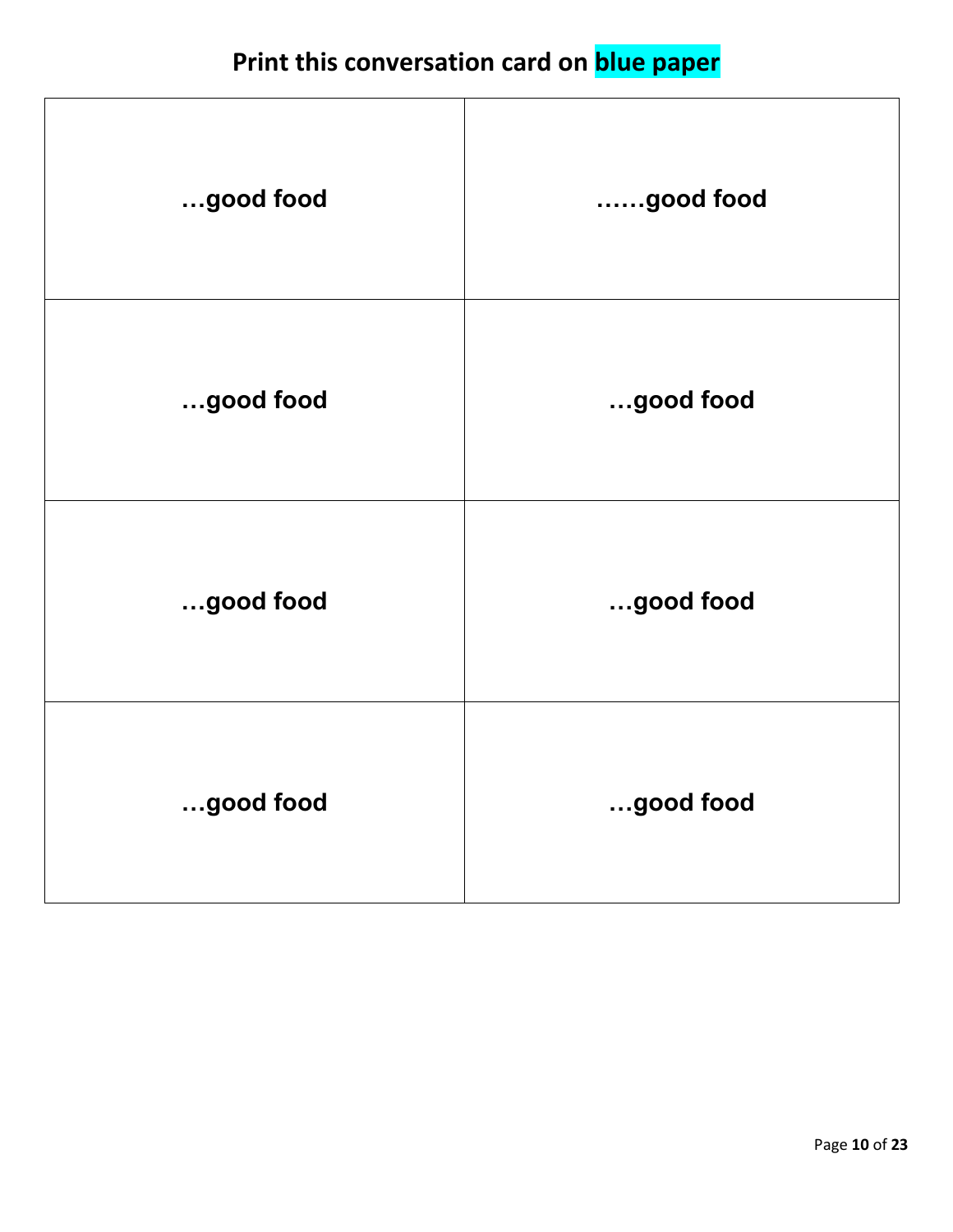**Print this conversation card on blue paper**

| | |
|---|---|
| **…good food** | **……good food** |
| **…good food** | **…good food** |
| **…good food** | **…good food** |
| **…good food** | **…good food** |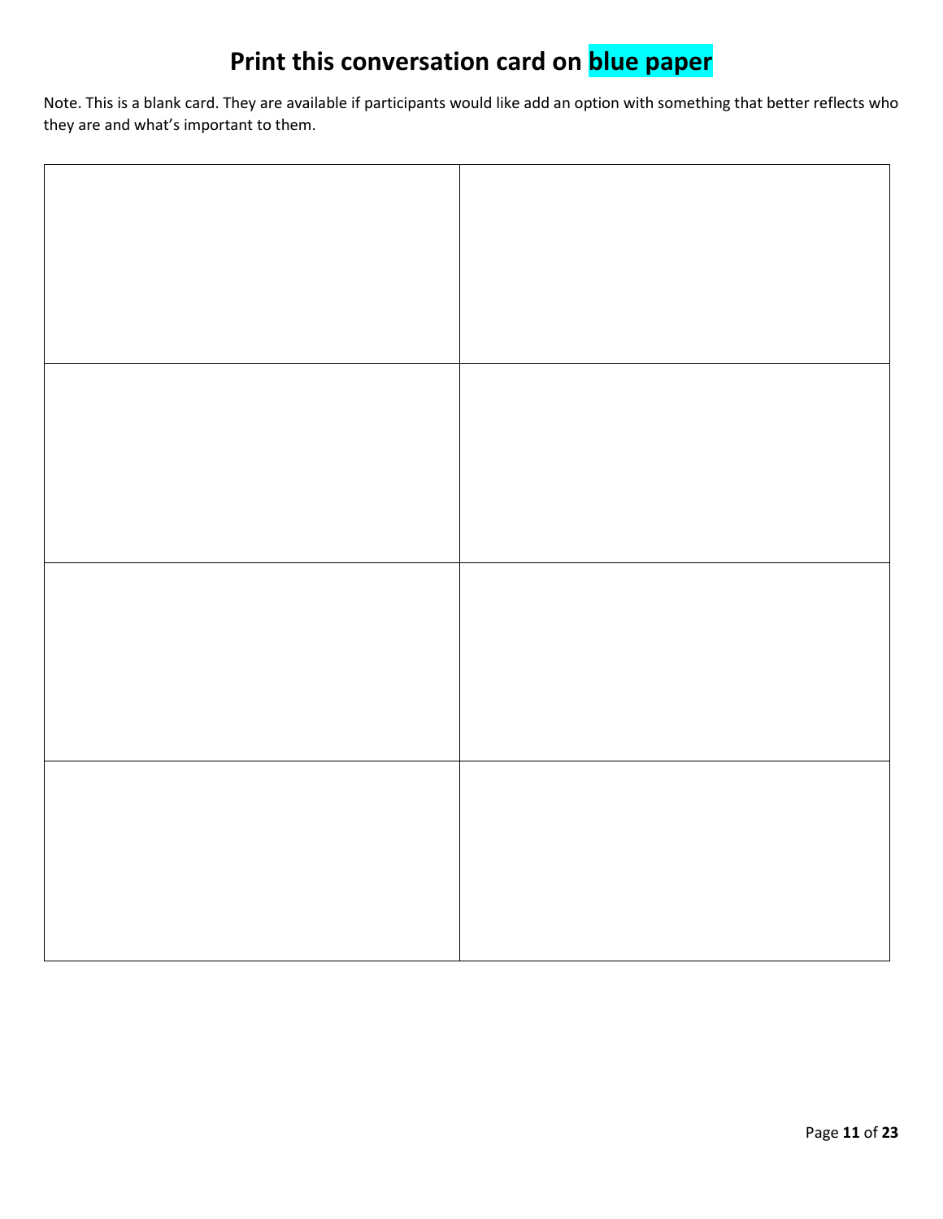# Print this conversation card on blue paper

Note. This is a blank card. They are available if participants would like add an option with something that better reflects who they are and what's important to them.

| | |
|---|---|
| | |
| | |
| | |
| | |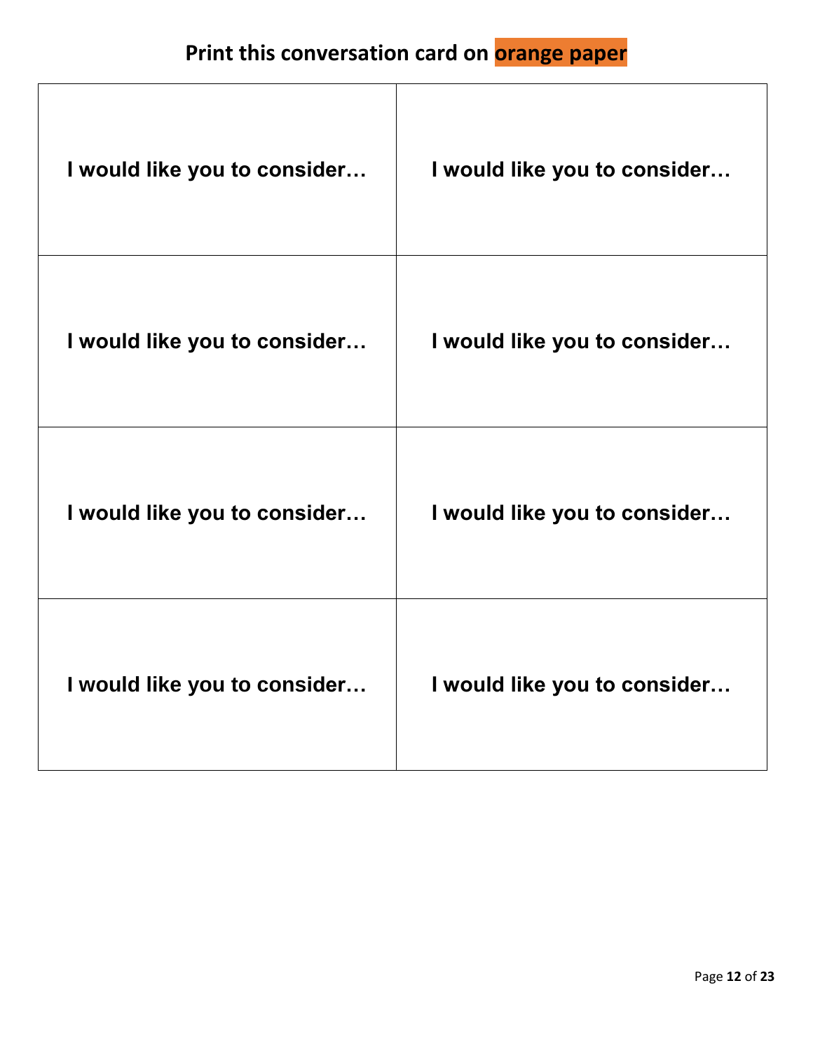## Print this conversation card on **orange paper**

| | |
|---|---|
| **I would like you to consider…** | **I would like you to consider…** |
| **I would like you to consider…** | **I would like you to consider…** |
| **I would like you to consider…** | **I would like you to consider…** |
| **I would like you to consider…** | **I would like you to consider…** |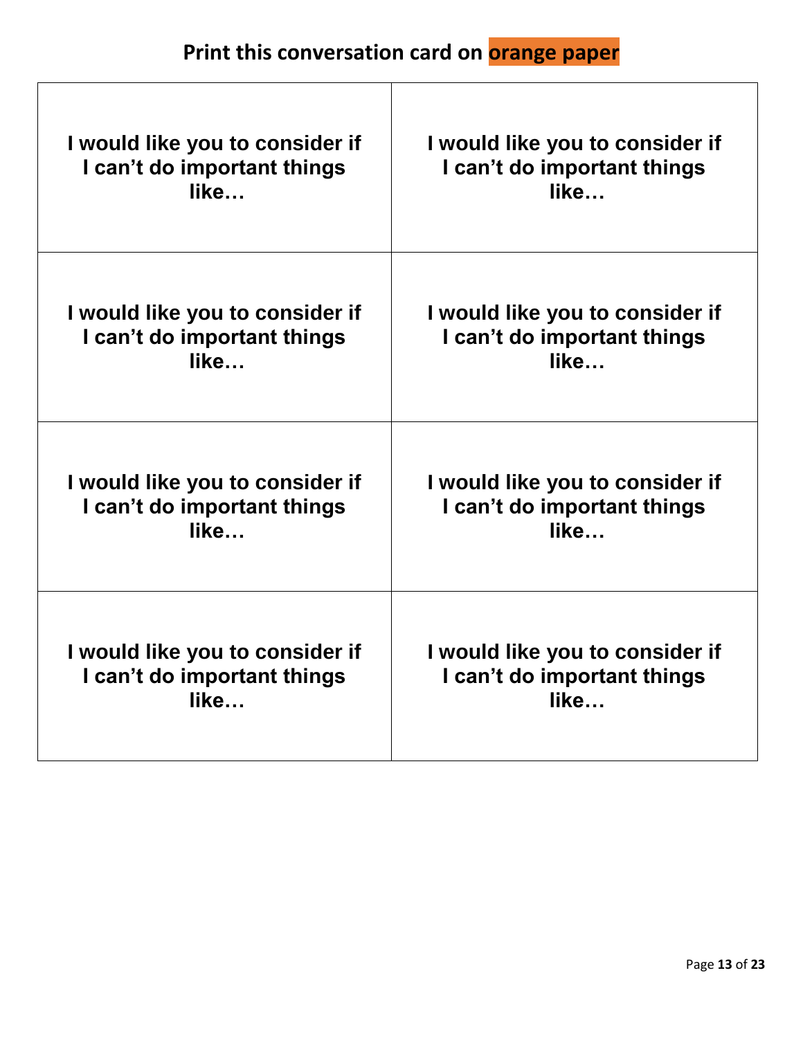## Print this conversation card on orange paper

| | |
|---|---|
| **I would like you to consider if I can't do important things like…** | **I would like you to consider if I can't do important things like…** |
| **I would like you to consider if I can't do important things like…** | **I would like you to consider if I can't do important things like…** |
| **I would like you to consider if I can't do important things like…** | **I would like you to consider if I can't do important things like…** |
| **I would like you to consider if I can't do important things like…** | **I would like you to consider if I can't do important things like…** |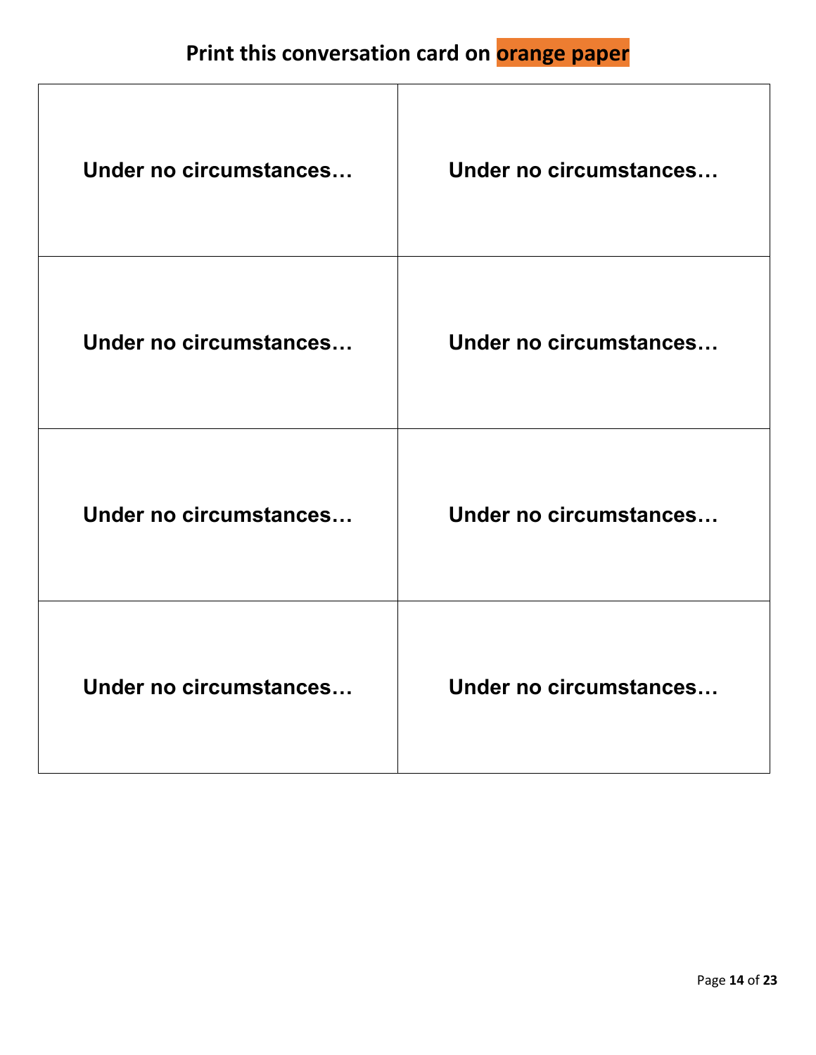## Print this conversation card on orange paper

| | |
|---|---|
| **Under no circumstances…** | **Under no circumstances…** |
| **Under no circumstances…** | **Under no circumstances…** |
| **Under no circumstances…** | **Under no circumstances…** |
| **Under no circumstances…** | **Under no circumstances…** |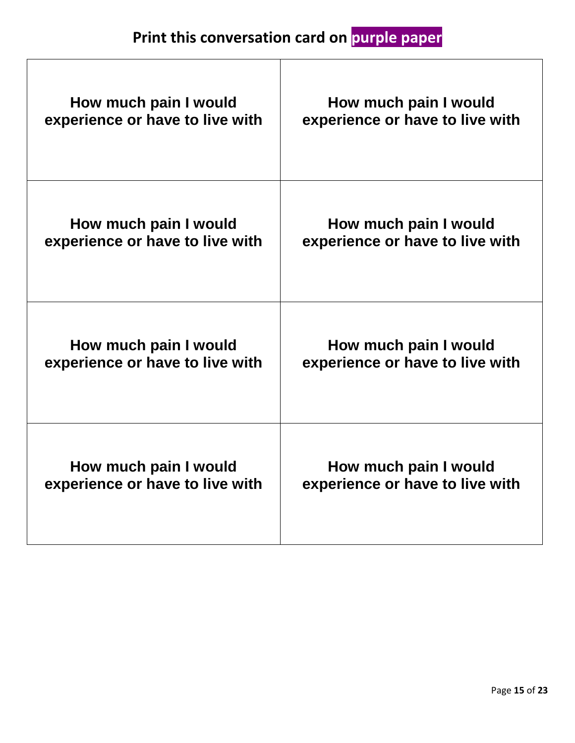## Print this conversation card on purple paper

| | |
|---|---|
| **How much pain I would experience or have to live with** | **How much pain I would experience or have to live with** |
| **How much pain I would experience or have to live with** | **How much pain I would experience or have to live with** |
| **How much pain I would experience or have to live with** | **How much pain I would experience or have to live with** |
| **How much pain I would experience or have to live with** | **How much pain I would experience or have to live with** |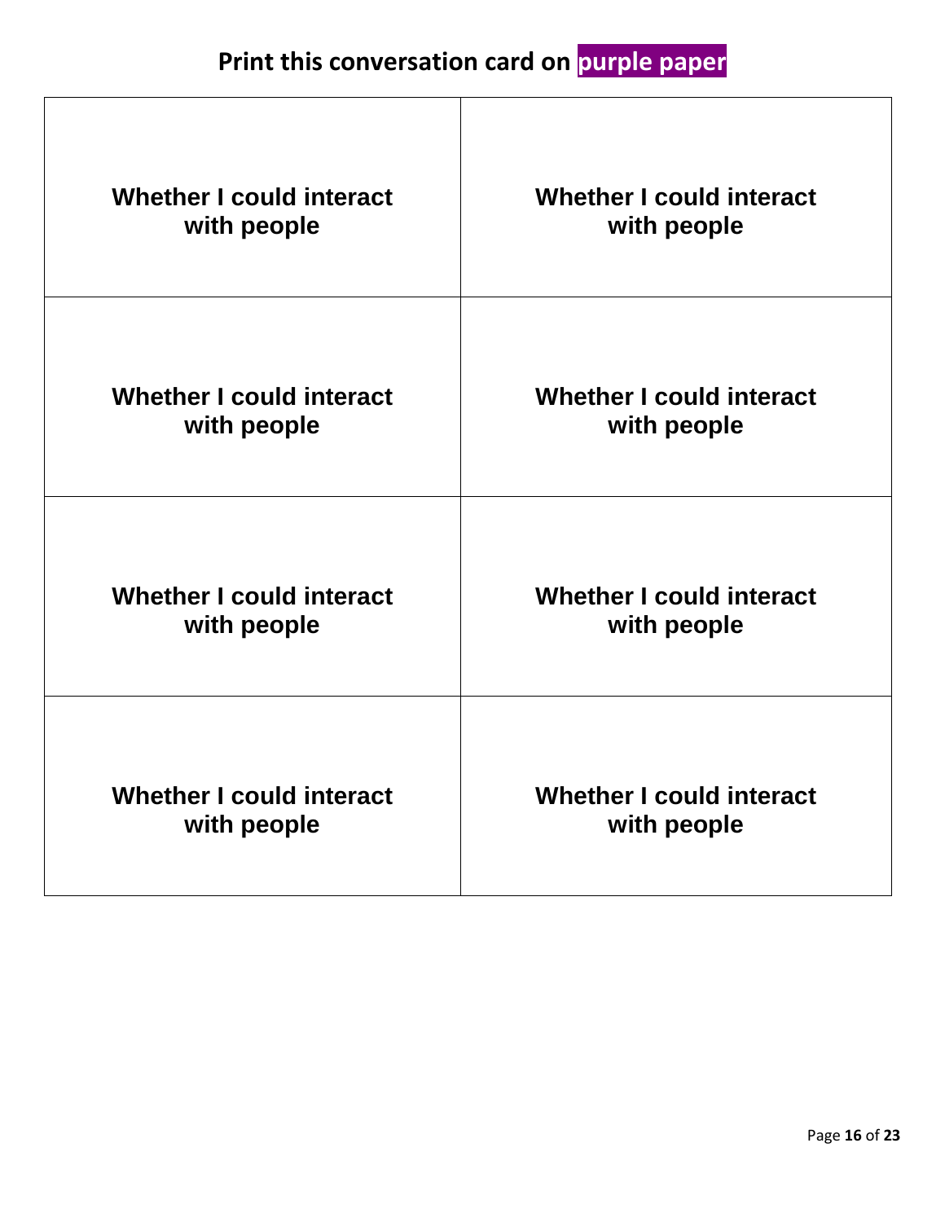**Print this conversation card on purple paper**

| | |
|---|---|
| **Whether I could interact with people** | **Whether I could interact with people** |
| **Whether I could interact with people** | **Whether I could interact with people** |
| **Whether I could interact with people** | **Whether I could interact with people** |
| **Whether I could interact with people** | **Whether I could interact with people** |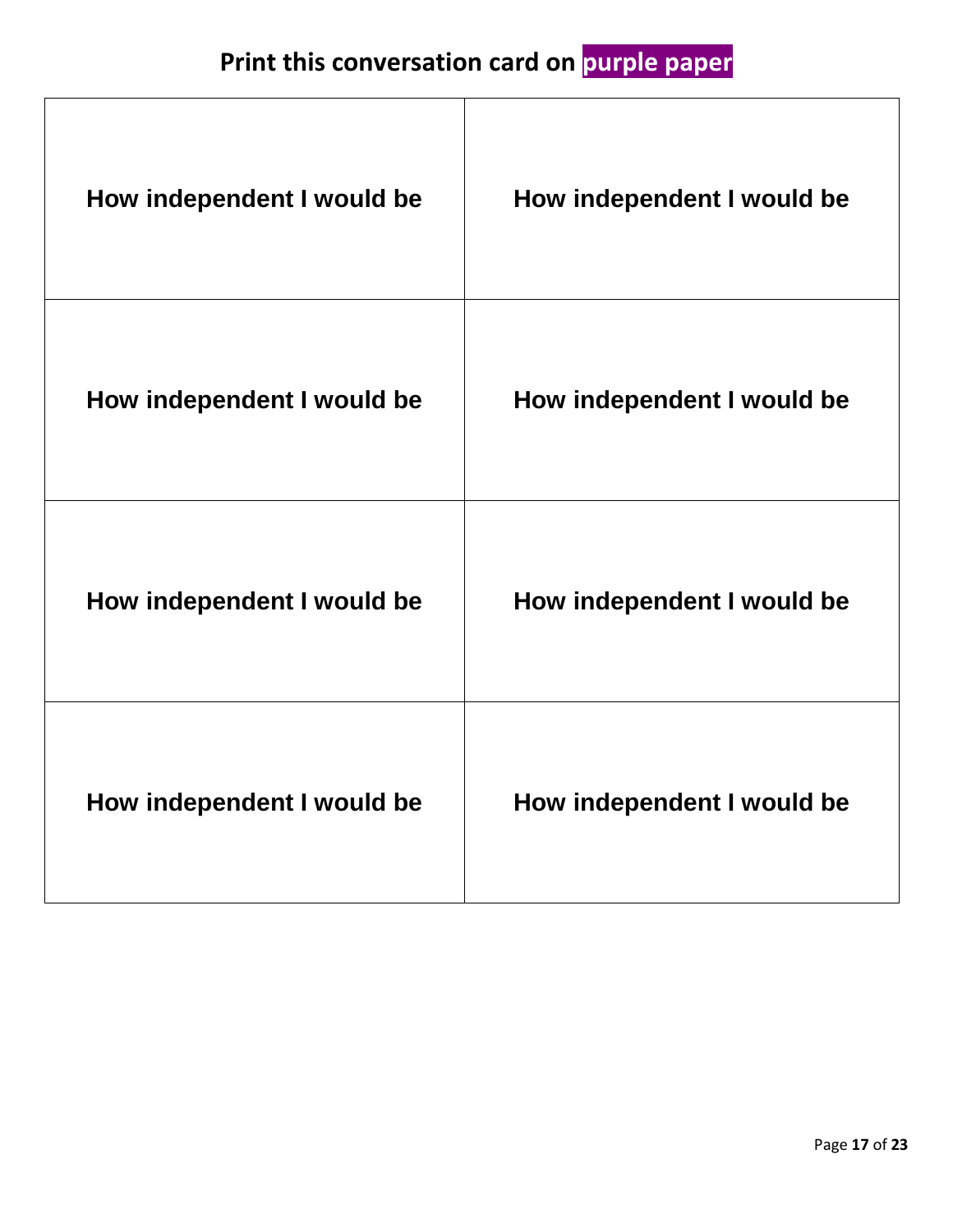# Print this conversation card on purple paper

| How independent I would be | How independent I would be |
|---|---|
| How independent I would be | How independent I would be |
| How independent I would be | How independent I would be |
| How independent I would be | How independent I would be |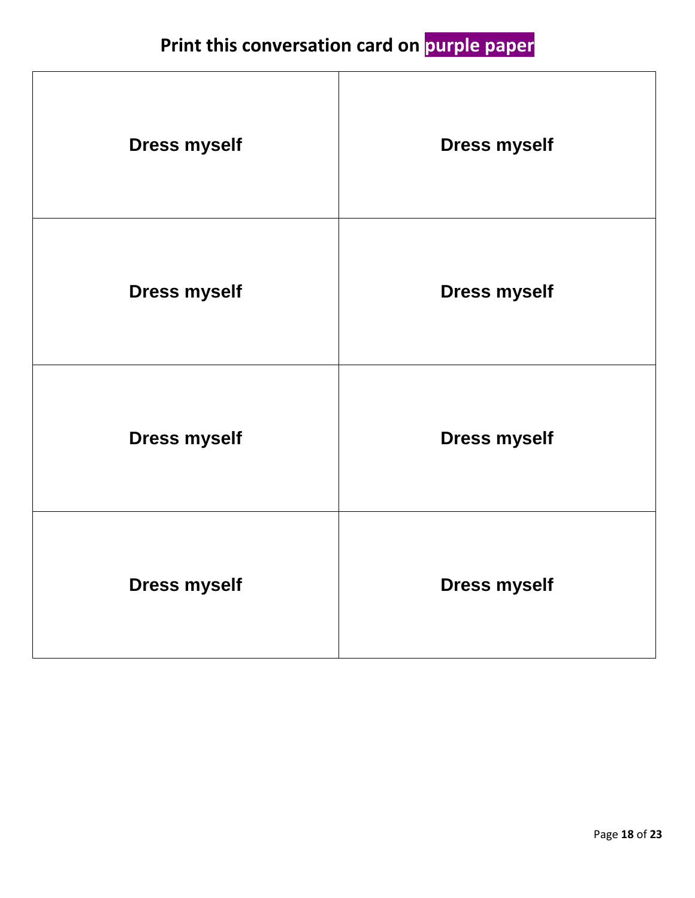# Print this conversation card on purple paper

| Dress myself | Dress myself |
|---|---|
| Dress myself | Dress myself |
| Dress myself | Dress myself |
| Dress myself | Dress myself |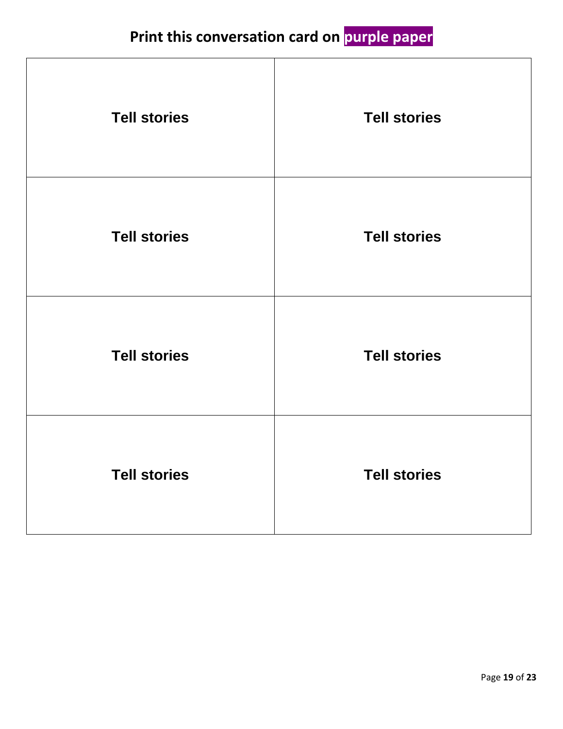# Print this conversation card on purple paper

| | |
|---|---|
| **Tell stories** | **Tell stories** |
| **Tell stories** | **Tell stories** |
| **Tell stories** | **Tell stories** |
| **Tell stories** | **Tell stories** |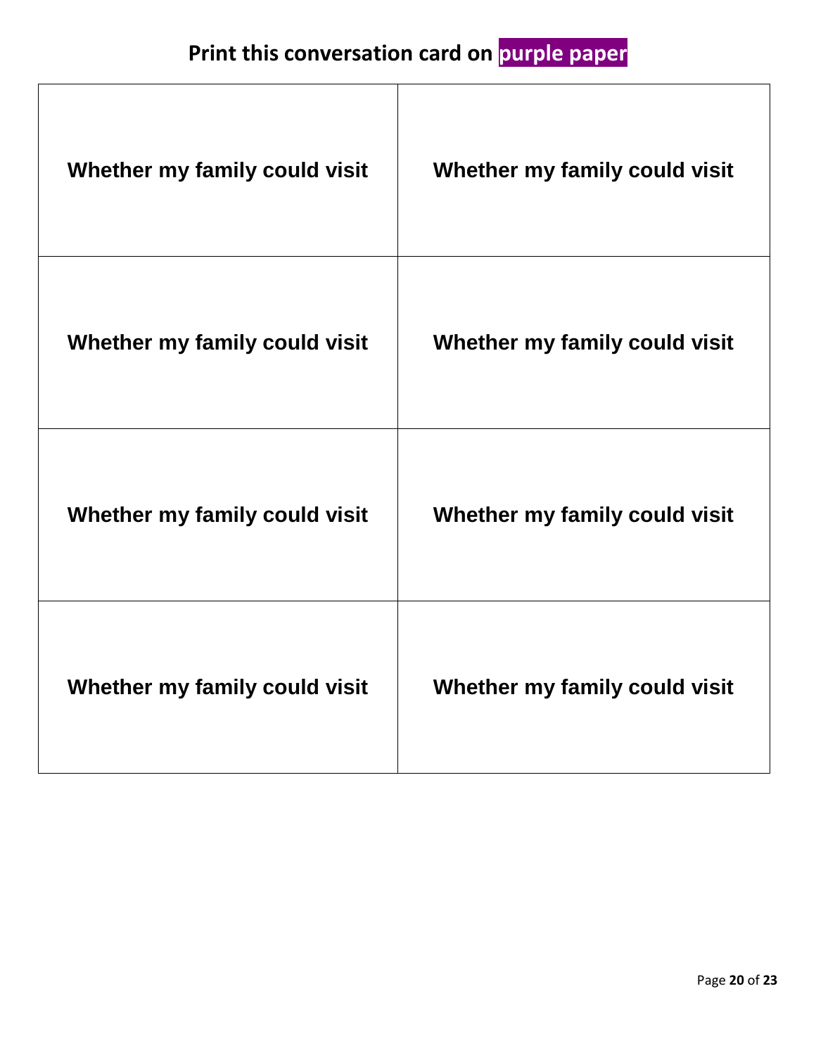## Print this conversation card on **purple paper**

| | |
|---|---|
| **Whether my family could visit** | **Whether my family could visit** |
| **Whether my family could visit** | **Whether my family could visit** |
| **Whether my family could visit** | **Whether my family could visit** |
| **Whether my family could visit** | **Whether my family could visit** |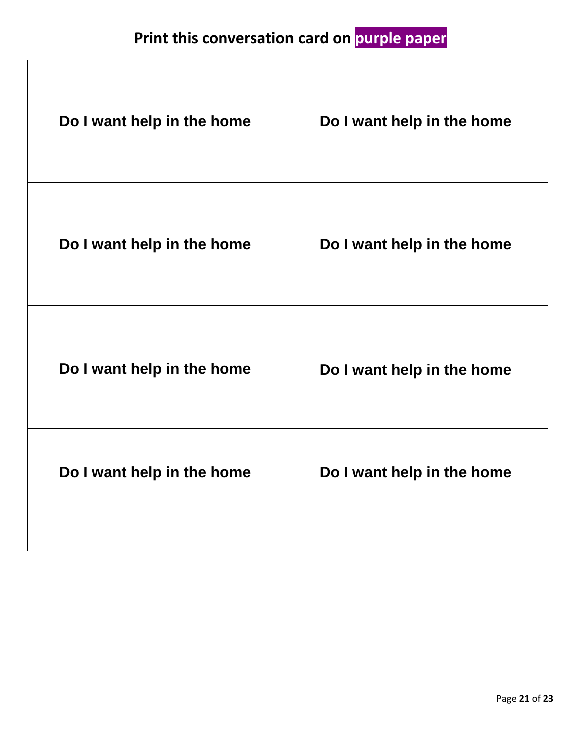## Print this conversation card on **purple paper**

| | |
|---|---|
| **Do I want help in the home** | **Do I want help in the home** |
| **Do I want help in the home** | **Do I want help in the home** |
| **Do I want help in the home** | **Do I want help in the home** |
| **Do I want help in the home** | **Do I want help in the home** |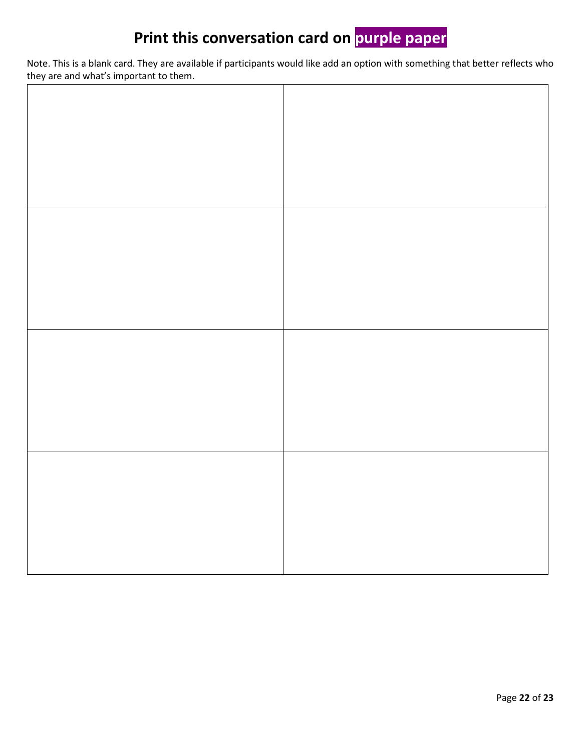# Print this conversation card on purple paper

Note. This is a blank card. They are available if participants would like add an option with something that better reflects who they are and what's important to them.

| | |
|---|---|
| | |
| | |
| | |
| | |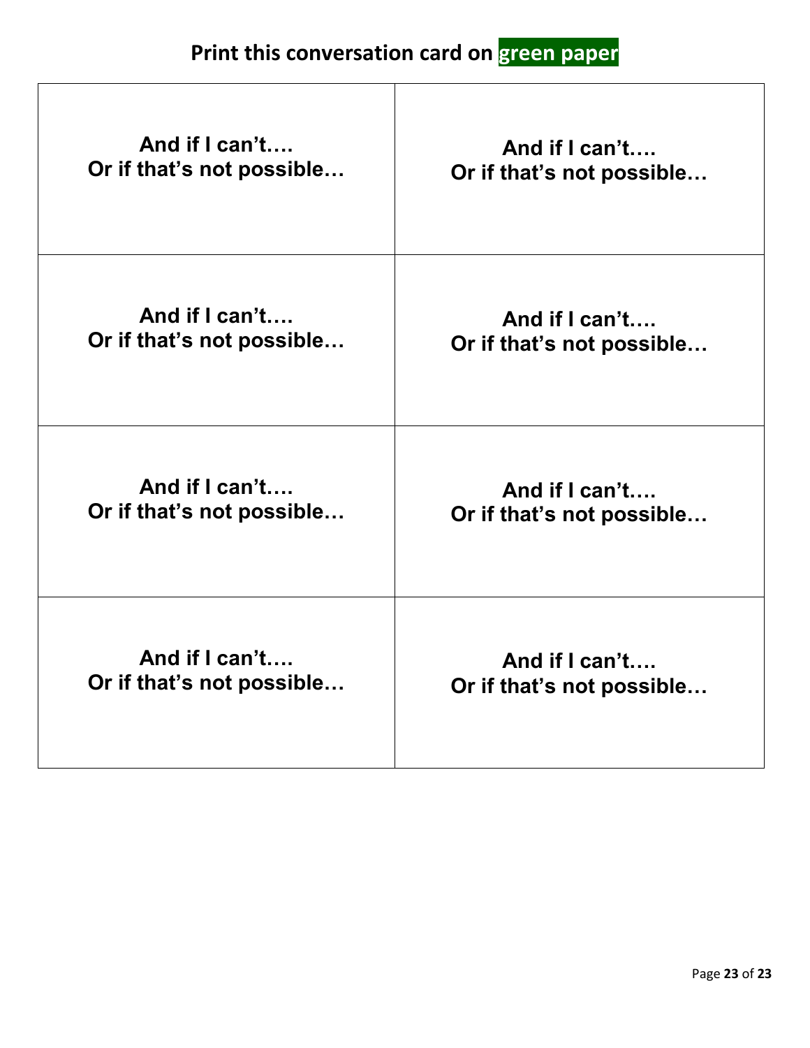# Print this conversation card on green paper

| | |
|---|---|
| **And if I can't….**<br>**Or if that's not possible…** | **And if I can't….**<br>**Or if that's not possible…** |
| **And if I can't….**<br>**Or if that's not possible…** | **And if I can't….**<br>**Or if that's not possible…** |
| **And if I can't….**<br>**Or if that's not possible…** | **And if I can't….**<br>**Or if that's not possible…** |
| **And if I can't….**<br>**Or if that's not possible…** | **And if I can't….**<br>**Or if that's not possible…** |